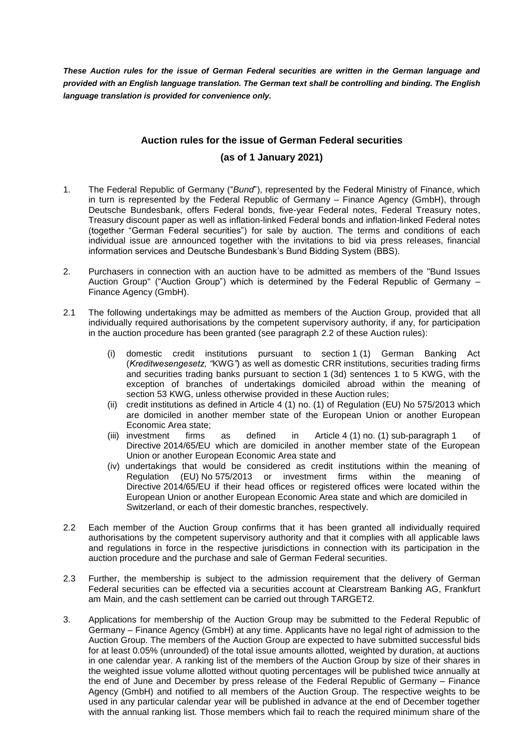***These Auction rules for the issue of German Federal securities are written in the German language and provided with an English language translation. The German text shall be controlling and binding. The English language translation is provided for convenience only.***

# Auction rules for the issue of German Federal securities

## (as of 1 January 2021)

1. The Federal Republic of Germany ("*Bund*"), represented by the Federal Ministry of Finance, which in turn is represented by the Federal Republic of Germany – Finance Agency (GmbH), through Deutsche Bundesbank, offers Federal bonds, five-year Federal notes, Federal Treasury notes, Treasury discount paper as well as inflation-linked Federal bonds and inflation-linked Federal notes (together "German Federal securities") for sale by auction. The terms and conditions of each individual issue are announced together with the invitations to bid via press releases, financial information services and Deutsche Bundesbank's Bund Bidding System (BBS).

2. Purchasers in connection with an auction have to be admitted as members of the "Bund Issues Auction Group" ("Auction Group") which is determined by the Federal Republic of Germany – Finance Agency (GmbH).

2.1 The following undertakings may be admitted as members of the Auction Group, provided that all individually required authorisations by the competent supervisory authority, if any, for participation in the auction procedure has been granted (see paragraph 2.2 of these Auction rules):

   (i) domestic credit institutions pursuant to section 1 (1) German Banking Act (*Kreditwesengesetz,* "KWG") as well as domestic CRR institutions, securities trading firms and securities trading banks pursuant to section 1 (3d) sentences 1 to 5 KWG, with the exception of branches of undertakings domiciled abroad within the meaning of section 53 KWG, unless otherwise provided in these Auction rules;
   
   (ii) credit institutions as defined in Article 4 (1) no. (1) of Regulation (EU) No 575/2013 which are domiciled in another member state of the European Union or another European Economic Area state;
   
   (iii) investment firms as defined in Article 4 (1) no. (1) sub-paragraph 1 of Directive 2014/65/EU which are domiciled in another member state of the European Union or another European Economic Area state and
   
   (iv) undertakings that would be considered as credit institutions within the meaning of Regulation (EU) No 575/2013 or investment firms within the meaning of Directive 2014/65/EU if their head offices or registered offices were located within the European Union or another European Economic Area state and which are domiciled in Switzerland, or each of their domestic branches, respectively.

2.2 Each member of the Auction Group confirms that it has been granted all individually required authorisations by the competent supervisory authority and that it complies with all applicable laws and regulations in force in the respective jurisdictions in connection with its participation in the auction procedure and the purchase and sale of German Federal securities.

2.3 Further, the membership is subject to the admission requirement that the delivery of German Federal securities can be effected via a securities account at Clearstream Banking AG, Frankfurt am Main, and the cash settlement can be carried out through TARGET2.

3. Applications for membership of the Auction Group may be submitted to the Federal Republic of Germany – Finance Agency (GmbH) at any time. Applicants have no legal right of admission to the Auction Group. The members of the Auction Group are expected to have submitted successful bids for at least 0.05% (unrounded) of the total issue amounts allotted, weighted by duration, at auctions in one calendar year. A ranking list of the members of the Auction Group by size of their shares in the weighted issue volume allotted without quoting percentages will be published twice annually at the end of June and December by press release of the Federal Republic of Germany – Finance Agency (GmbH) and notified to all members of the Auction Group. The respective weights to be used in any particular calendar year will be published in advance at the end of December together with the annual ranking list. Those members which fail to reach the required minimum share of the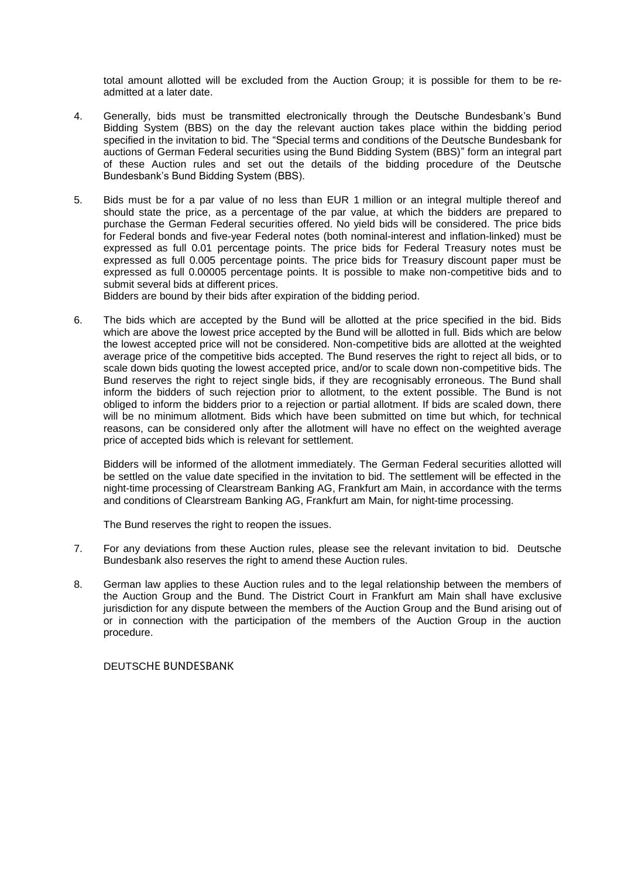total amount allotted will be excluded from the Auction Group; it is possible for them to be re-admitted at a later date.

4. Generally, bids must be transmitted electronically through the Deutsche Bundesbank's Bund Bidding System (BBS) on the day the relevant auction takes place within the bidding period specified in the invitation to bid. The "Special terms and conditions of the Deutsche Bundesbank for auctions of German Federal securities using the Bund Bidding System (BBS)" form an integral part of these Auction rules and set out the details of the bidding procedure of the Deutsche Bundesbank's Bund Bidding System (BBS).

5. Bids must be for a par value of no less than EUR 1 million or an integral multiple thereof and should state the price, as a percentage of the par value, at which the bidders are prepared to purchase the German Federal securities offered. No yield bids will be considered. The price bids for Federal bonds and five-year Federal notes (both nominal-interest and inflation-linked) must be expressed as full 0.01 percentage points. The price bids for Federal Treasury notes must be expressed as full 0.005 percentage points. The price bids for Treasury discount paper must be expressed as full 0.00005 percentage points. It is possible to make non-competitive bids and to submit several bids at different prices.
Bidders are bound by their bids after expiration of the bidding period.

6. The bids which are accepted by the Bund will be allotted at the price specified in the bid. Bids which are above the lowest price accepted by the Bund will be allotted in full. Bids which are below the lowest accepted price will not be considered. Non-competitive bids are allotted at the weighted average price of the competitive bids accepted. The Bund reserves the right to reject all bids, or to scale down bids quoting the lowest accepted price, and/or to scale down non-competitive bids. The Bund reserves the right to reject single bids, if they are recognisably erroneous. The Bund shall inform the bidders of such rejection prior to allotment, to the extent possible. The Bund is not obliged to inform the bidders prior to a rejection or partial allotment. If bids are scaled down, there will be no minimum allotment. Bids which have been submitted on time but which, for technical reasons, can be considered only after the allotment will have no effect on the weighted average price of accepted bids which is relevant for settlement.

   Bidders will be informed of the allotment immediately. The German Federal securities allotted will be settled on the value date specified in the invitation to bid. The settlement will be effected in the night-time processing of Clearstream Banking AG, Frankfurt am Main, in accordance with the terms and conditions of Clearstream Banking AG, Frankfurt am Main, for night-time processing.

   The Bund reserves the right to reopen the issues.

7. For any deviations from these Auction rules, please see the relevant invitation to bid. Deutsche Bundesbank also reserves the right to amend these Auction rules.

8. German law applies to these Auction rules and to the legal relationship between the members of the Auction Group and the Bund. The District Court in Frankfurt am Main shall have exclusive jurisdiction for any dispute between the members of the Auction Group and the Bund arising out of or in connection with the participation of the members of the Auction Group in the auction procedure.

DEUTSCHE BUNDESBANK